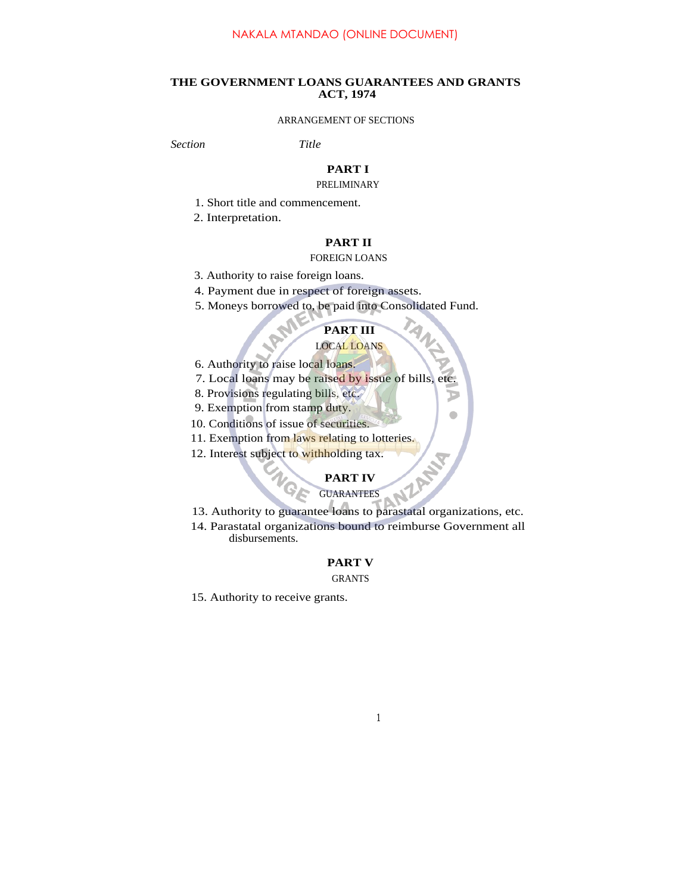NAKALA MTANDAO (ONLINE DOCUMENT)

# THE GOVERNMENT LOANS GUARANTEES AND GRANTS ACT, 1974

ARRANGEMENT OF SECTIONS

*Section* *Title*

## PART I

PRELIMINARY

1. Short title and commencement.
2. Interpretation.

## PART II

FOREIGN LOANS

3. Authority to raise foreign loans.
4. Payment due in respect of foreign assets.
5. Moneys borrowed to, be paid into Consolidated Fund.

## PART III

LOCAL LOANS

6. Authority to raise local loans.
7. Local loans may be raised by issue of bills, etc.
8. Provisions regulating bills, etc.
9. Exemption from stamp duty.
10. Conditions of issue of securities.
11. Exemption from laws relating to lotteries.
12. Interest subject to withholding tax.

## PART IV

GUARANTEES

13. Authority to guarantee loans to parastatal organizations, etc.
14. Parastatal organizations bound to reimburse Government all disbursements.

## PART V

GRANTS

15. Authority to receive grants.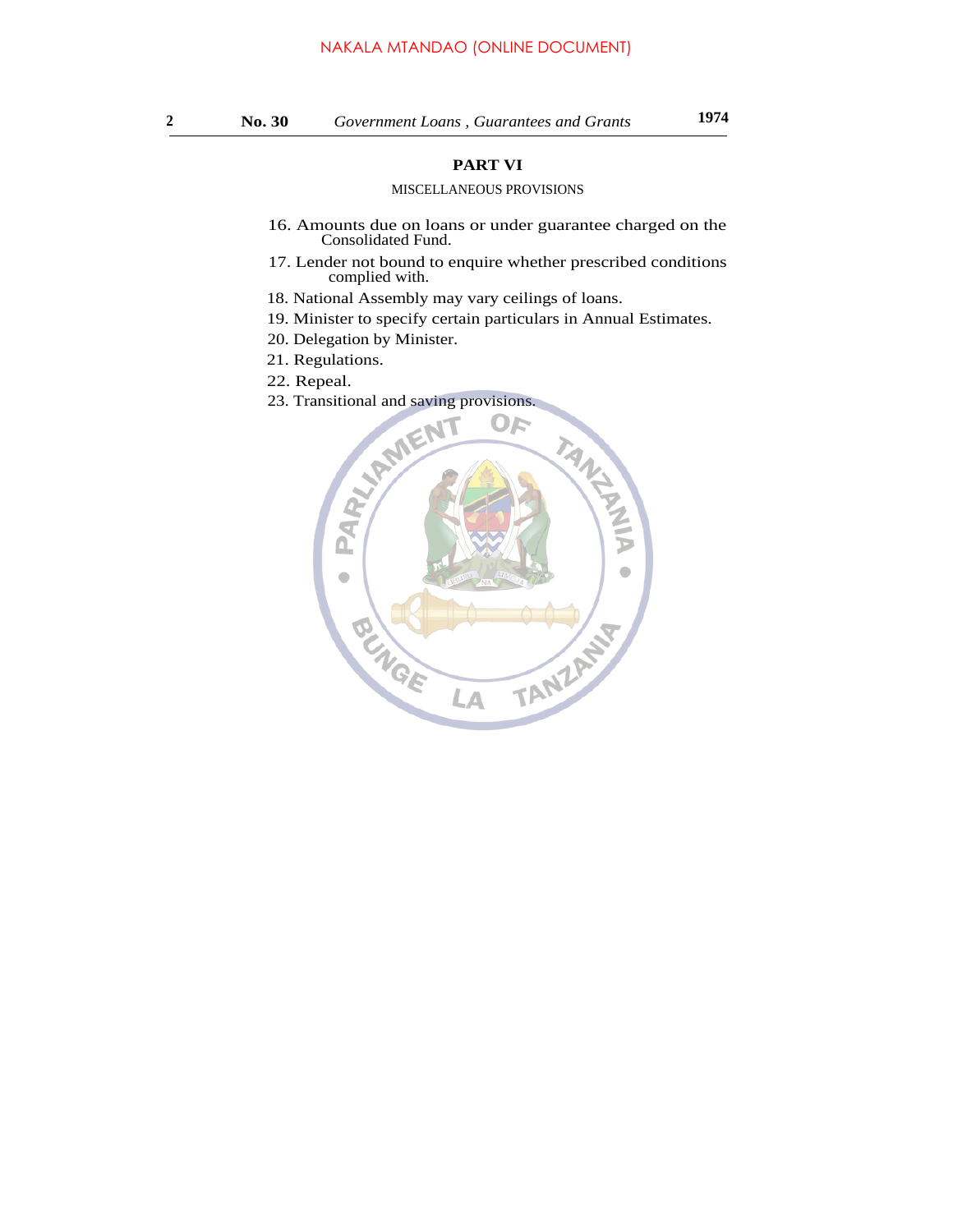## PART VI

MISCELLANEOUS PROVISIONS

16. Amounts due on loans or under guarantee charged on the Consolidated Fund.
17. Lender not bound to enquire whether prescribed conditions complied with.
18. National Assembly may vary ceilings of loans.
19. Minister to specify certain particulars in Annual Estimates.
20. Delegation by Minister.
21. Regulations.
22. Repeal.
23. Transitional and saving provisions.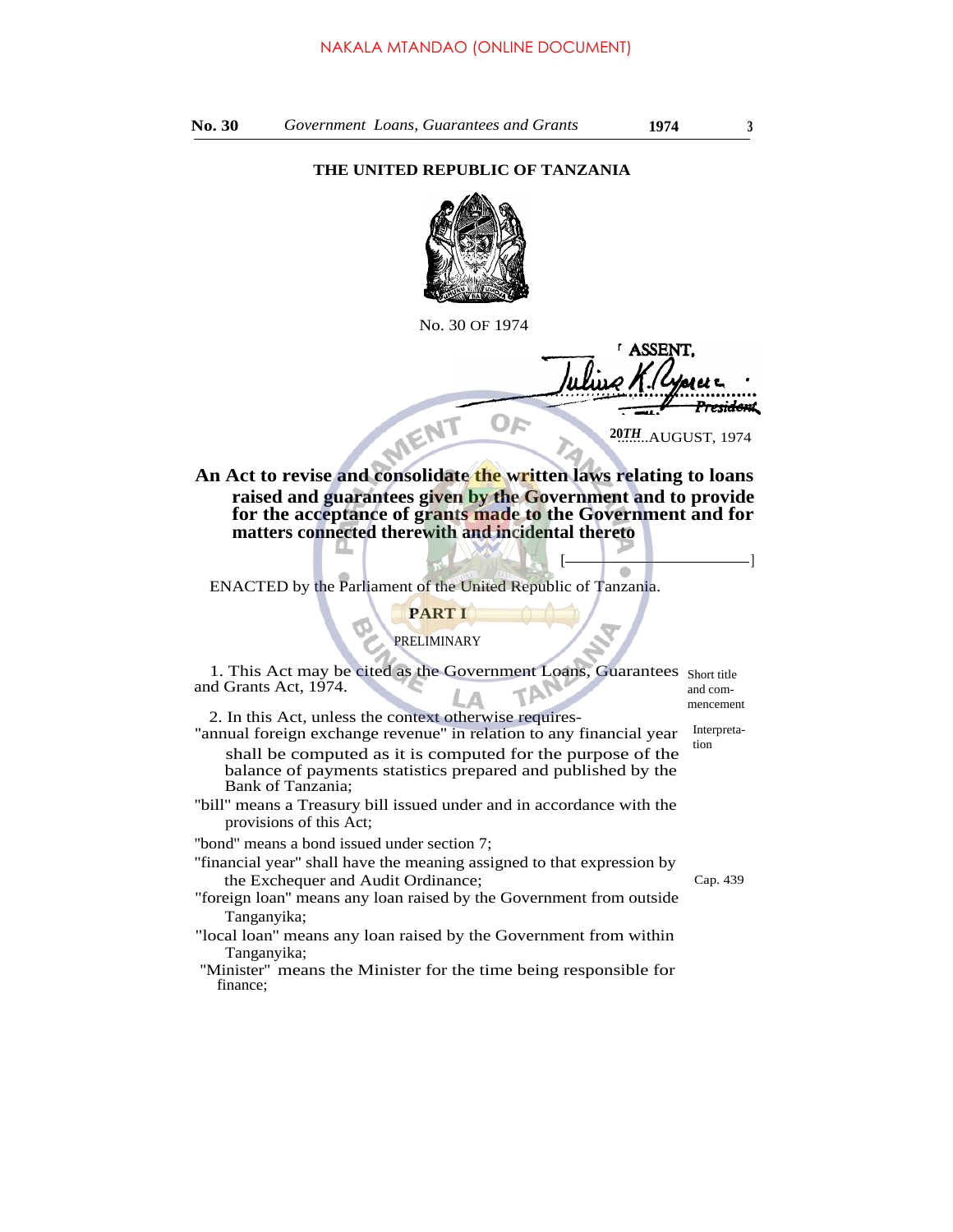THE UNITED REPUBLIC OF TANZANIA

No. 30 OF 1974

I ASSENT,

Julius K. Nyerere
President

20TH AUGUST, 1974

**An Act to revise and consolidate the written laws relating to loans raised and guarantees given by the Government and to provide for the acceptance of grants made to the Government and for matters connected therewith and incidental thereto**

[ ]

ENACTED by the Parliament of the United Republic of Tanzania.

## PART I

PRELIMINARY

*Short title and commencement*

1. This Act may be cited as the Government Loans, Guarantees and Grants Act, 1974.

*Interpretation*

2. In this Act, unless the context otherwise requires-

"annual foreign exchange revenue" in relation to any financial year shall be computed as it is computed for the purpose of the balance of payments statistics prepared and published by the Bank of Tanzania;

"bill" means a Treasury bill issued under and in accordance with the provisions of this Act;

"bond" means a bond issued under section 7;

"financial year" shall have the meaning assigned to that expression by the Exchequer and Audit Ordinance; *Cap. 439*

"foreign loan" means any loan raised by the Government from outside Tanganyika;

"local loan" means any loan raised by the Government from within Tanganyika;

"Minister" means the Minister for the time being responsible for finance;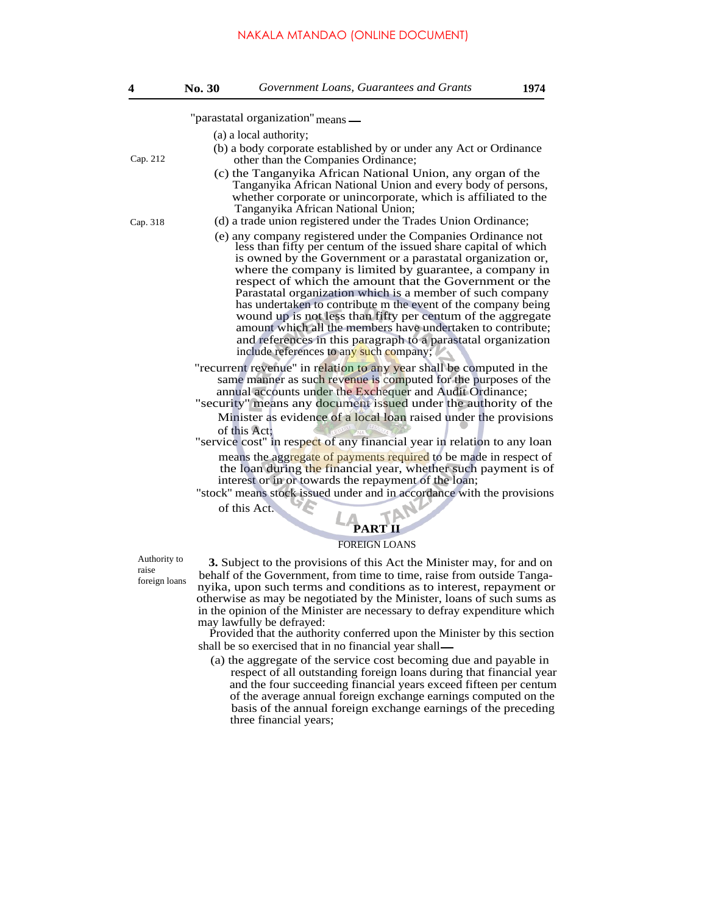"parastatal organization" means —

(a) a local authority;

(b) a body corporate established by or under any Act or Ordinance other than the Companies Ordinance;

Cap. 212

(c) the Tanganyika African National Union, any organ of the Tanganyika African National Union and every body of persons, whether corporate or unincorporate, which is affiliated to the Tanganyika African National Union;

Cap. 318

(d) a trade union registered under the Trades Union Ordinance;

(e) any company registered under the Companies Ordinance not less than fifty per centum of the issued share capital of which is owned by the Government or a parastatal organization or, where the company is limited by guarantee, a company in respect of which the amount that the Government or the Parastatal organization which is a member of such company has undertaken to contribute m the event of the company being wound up is not less than fifty per centum of the aggregate amount which all the members have undertaken to contribute; and references in this paragraph to a parastatal organization include references to any such company;

"recurrent revenue" in relation to any year shall be computed in the same manner as such revenue is computed for the purposes of the annual accounts under the Exchequer and Audit Ordinance;

"security" means any document issued under the authority of the Minister as evidence of a local loan raised under the provisions of this Act;

"service cost" in respect of any financial year in relation to any loan means the aggregate of payments required to be made in respect of the loan during the financial year, whether such payment is of interest or in or towards the repayment of the loan;

"stock" means stock issued under and in accordance with the provisions of this Act.

## PART II

### FOREIGN LOANS

Authority to raise foreign loans

**3.** Subject to the provisions of this Act the Minister may, for and on behalf of the Government, from time to time, raise from outside Tanganyika, upon such terms and conditions as to interest, repayment or otherwise as may be negotiated by the Minister, loans of such sums as in the opinion of the Minister are necessary to defray expenditure which may lawfully be defrayed:

Provided that the authority conferred upon the Minister by this section shall be so exercised that in no financial year shall—

(a) the aggregate of the service cost becoming due and payable in respect of all outstanding foreign loans during that financial year and the four succeeding financial years exceed fifteen per centum of the average annual foreign exchange earnings computed on the basis of the annual foreign exchange earnings of the preceding three financial years;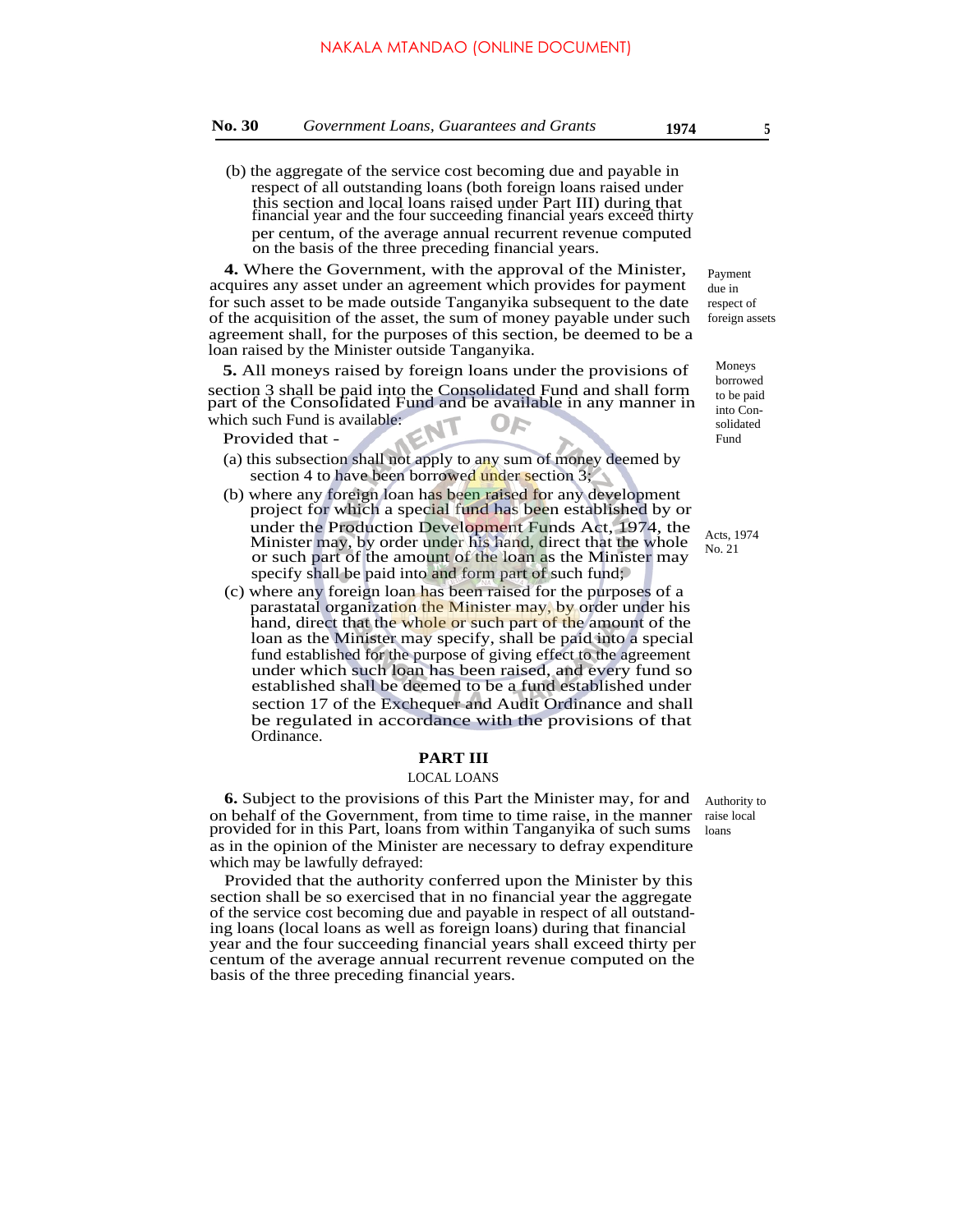(b) the aggregate of the service cost becoming due and payable in respect of all outstanding loans (both foreign loans raised under this section and local loans raised under Part III) during that financial year and the four succeeding financial years exceed thirty per centum, of the average annual recurrent revenue computed on the basis of the three preceding financial years.

Payment due in respect of foreign assets

**4.** Where the Government, with the approval of the Minister, acquires any asset under an agreement which provides for payment for such asset to be made outside Tanganyika subsequent to the date of the acquisition of the asset, the sum of money payable under such agreement shall, for the purposes of this section, be deemed to be a loan raised by the Minister outside Tanganyika.

Moneys borrowed to be paid into Consolidated Fund

**5.** All moneys raised by foreign loans under the provisions of section 3 shall be paid into the Consolidated Fund and shall form part of the Consolidated Fund and be available in any manner in which such Fund is available:

Provided that -

(a) this subsection shall not apply to any sum of money deemed by section 4 to have been borrowed under section 3;

(b) where any foreign loan has been raised for any development project for which a special fund has been established by or under the Production Development Funds Act, 1974, the Minister may, by order under his hand, direct that the whole or such part of the amount of the loan as the Minister may specify shall be paid into and form part of such fund;

Acts, 1974 No. 21

(c) where any foreign loan has been raised for the purposes of a parastatal organization the Minister may, by order under his hand, direct that the whole or such part of the amount of the loan as the Minister may specify, shall be paid into a special fund established for the purpose of giving effect to the agreement under which such loan has been raised, and every fund so established shall be deemed to be a fund established under section 17 of the Exchequer and Audit Ordinance and shall be regulated in accordance with the provisions of that Ordinance.

## PART III

### LOCAL LOANS

Authority to raise local loans

**6.** Subject to the provisions of this Part the Minister may, for and on behalf of the Government, from time to time raise, in the manner provided for in this Part, loans from within Tanganyika of such sums as in the opinion of the Minister are necessary to defray expenditure which may be lawfully defrayed:

Provided that the authority conferred upon the Minister by this section shall be so exercised that in no financial year the aggregate of the service cost becoming due and payable in respect of all outstanding loans (local loans as well as foreign loans) during that financial year and the four succeeding financial years shall exceed thirty per centum of the average annual recurrent revenue computed on the basis of the three preceding financial years.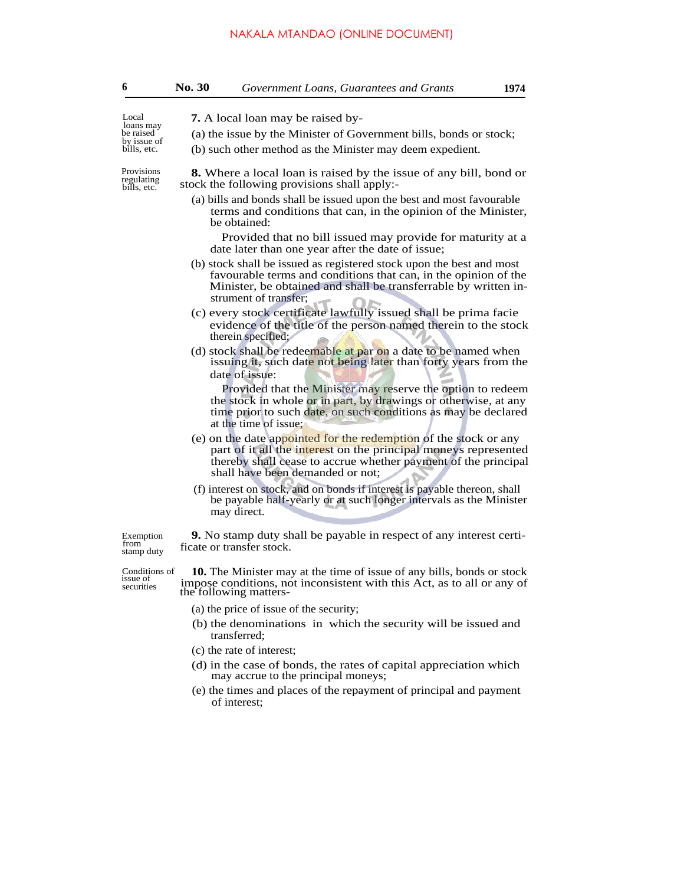Local loans may be raised by issue of bills, etc.

**7.** A local loan may be raised by-

(a) the issue by the Minister of Government bills, bonds or stock;

(b) such other method as the Minister may deem expedient.

Provisions regulating bills, etc.

**8.** Where a local loan is raised by the issue of any bill, bond or stock the following provisions shall apply:-

(a) bills and bonds shall be issued upon the best and most favourable terms and conditions that can, in the opinion of the Minister, be obtained:

Provided that no bill issued may provide for maturity at a date later than one year after the date of issue;

(b) stock shall be issued as registered stock upon the best and most favourable terms and conditions that can, in the opinion of the Minister, be obtained and shall be transferrable by written instrument of transfer;

(c) every stock certificate lawfully issued shall be prima facie evidence of the title of the person named therein to the stock therein specified;

(d) stock shall be redeemable at par on a date to be named when issuing it, such date not being later than forty years from the date of issue:

Provided that the Minister may reserve the option to redeem the stock in whole or in part, by drawings or otherwise, at any time prior to such date on such conditions as may be declared at the time of issue;

(e) on the date appointed for the redemption of the stock or any part of it all the interest on the principal moneys represented thereby shall cease to accrue whether payment of the principal shall have been demanded or not;

(f) interest on stock, and on bonds if interest is payable thereon, shall be payable half-yearly or at such longer intervals as the Minister may direct.

Exemption from stamp duty

**9.** No stamp duty shall be payable in respect of any interest certificate or transfer stock.

Conditions of issue of securities

**10.** The Minister may at the time of issue of any bills, bonds or stock impose conditions, not inconsistent with this Act, as to all or any of the following matters-

(a) the price of issue of the security;

(b) the denominations in which the security will be issued and transferred;

(c) the rate of interest;

(d) in the case of bonds, the rates of capital appreciation which may accrue to the principal moneys;

(e) the times and places of the repayment of principal and payment of interest;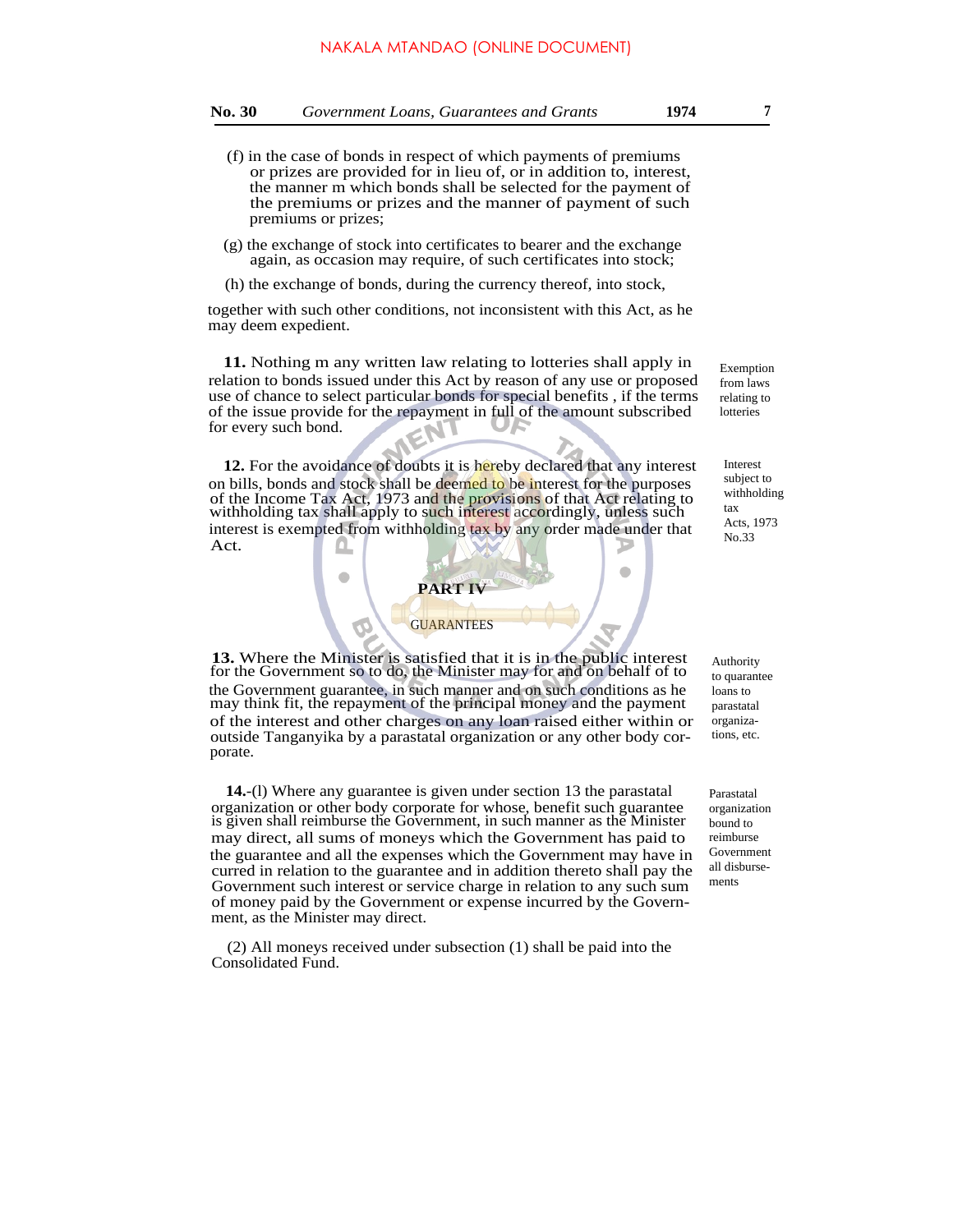(f) in the case of bonds in respect of which payments of premiums or prizes are provided for in lieu of, or in addition to, interest, the manner m which bonds shall be selected for the payment of the premiums or prizes and the manner of payment of such premiums or prizes;

(g) the exchange of stock into certificates to bearer and the exchange again, as occasion may require, of such certificates into stock;

(h) the exchange of bonds, during the currency thereof, into stock,

together with such other conditions, not inconsistent with this Act, as he may deem expedient.

*Exemption from laws relating to lotteries*

**11.** Nothing m any written law relating to lotteries shall apply in relation to bonds issued under this Act by reason of any use or proposed use of chance to select particular bonds for special benefits , if the terms of the issue provide for the repayment in full of the amount subscribed for every such bond.

*Interest subject to withholding tax Acts, 1973 No.33*

**12.** For the avoidance of doubts it is hereby declared that any interest on bills, bonds and stock shall be deemed to be interest for the purposes of the Income Tax Act, 1973 and the provisions of that Act relating to withholding tax shall apply to such interest accordingly, unless such interest is exempted from withholding tax by any order made under that Act.

## PART IV

### GUARANTEES

*Authority to quarantee loans to parastatal organizations, etc.*

**13.** Where the Minister is satisfied that it is in the public interest for the Government so to do, the Minister may for and on behalf of to the Government guarantee, in such manner and on such conditions as he may think fit, the repayment of the principal money and the payment of the interest and other charges on any loan raised either within or outside Tanganyika by a parastatal organization or any other body corporate.

*Parastatal organization bound to reimburse Government all disbursements*

**14.**-(l) Where any guarantee is given under section 13 the parastatal organization or other body corporate for whose, benefit such guarantee is given shall reimburse the Government, in such manner as the Minister may direct, all sums of moneys which the Government has paid to the guarantee and all the expenses which the Government may have incurred in relation to the guarantee and in addition thereto shall pay the Government such interest or service charge in relation to any such sum of money paid by the Government or expense incurred by the Government, as the Minister may direct.

(2) All moneys received under subsection (1) shall be paid into the Consolidated Fund.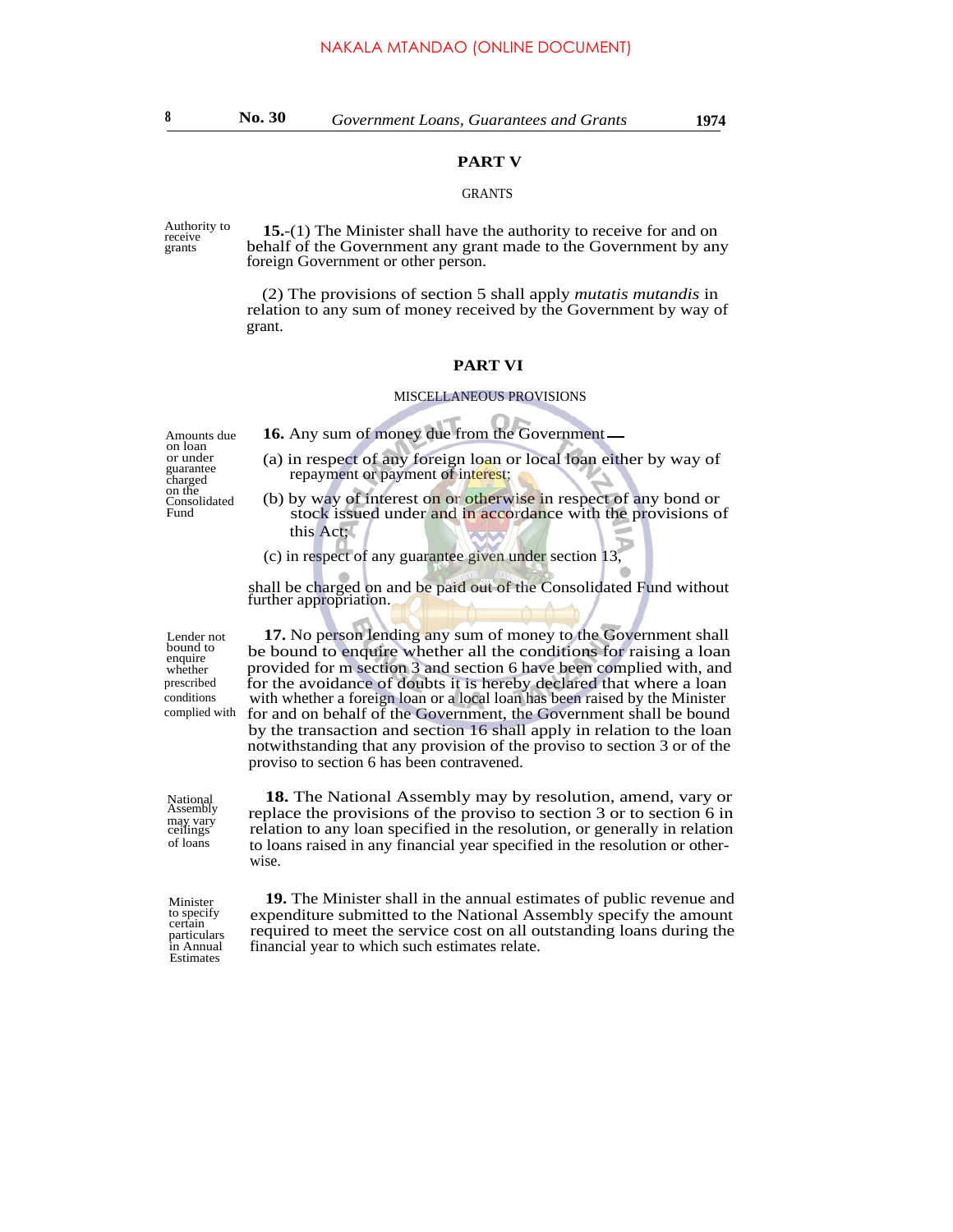## PART V

GRANTS

*Authority to receive grants*

**15.**-(1) The Minister shall have the authority to receive for and on behalf of the Government any grant made to the Government by any foreign Government or other person.

(2) The provisions of section 5 shall apply *mutatis mutandis* in relation to any sum of money received by the Government by way of grant.

## PART VI

MISCELLANEOUS PROVISIONS

*Amounts due on loan or under guarantee charged on the Consolidated Fund*

**16.** Any sum of money due from the Government—

(a) in respect of any foreign loan or local loan either by way of repayment or payment of interest;

(b) by way of interest on or otherwise in respect of any bond or stock issued under and in accordance with the provisions of this Act;

(c) in respect of any guarantee given under section 13,

shall be charged on and be paid out of the Consolidated Fund without further appropriation.

*Lender not bound to enquire whether prescribed conditions complied with*

**17.** No person lending any sum of money to the Government shall be bound to enquire whether all the conditions for raising a loan provided for m section 3 and section 6 have been complied with, and for the avoidance of doubts it is hereby declared that where a loan with whether a foreign loan or a local loan has been raised by the Minister for and on behalf of the Government, the Government shall be bound by the transaction and section 16 shall apply in relation to the loan notwithstanding that any provision of the proviso to section 3 or of the proviso to section 6 has been contravened.

*National Assembly may vary ceilings of loans*

**18.** The National Assembly may by resolution, amend, vary or replace the provisions of the proviso to section 3 or to section 6 in relation to any loan specified in the resolution, or generally in relation to loans raised in any financial year specified in the resolution or otherwise.

*Minister to specify certain particulars in Annual Estimates*

**19.** The Minister shall in the annual estimates of public revenue and expenditure submitted to the National Assembly specify the amount required to meet the service cost on all outstanding loans during the financial year to which such estimates relate.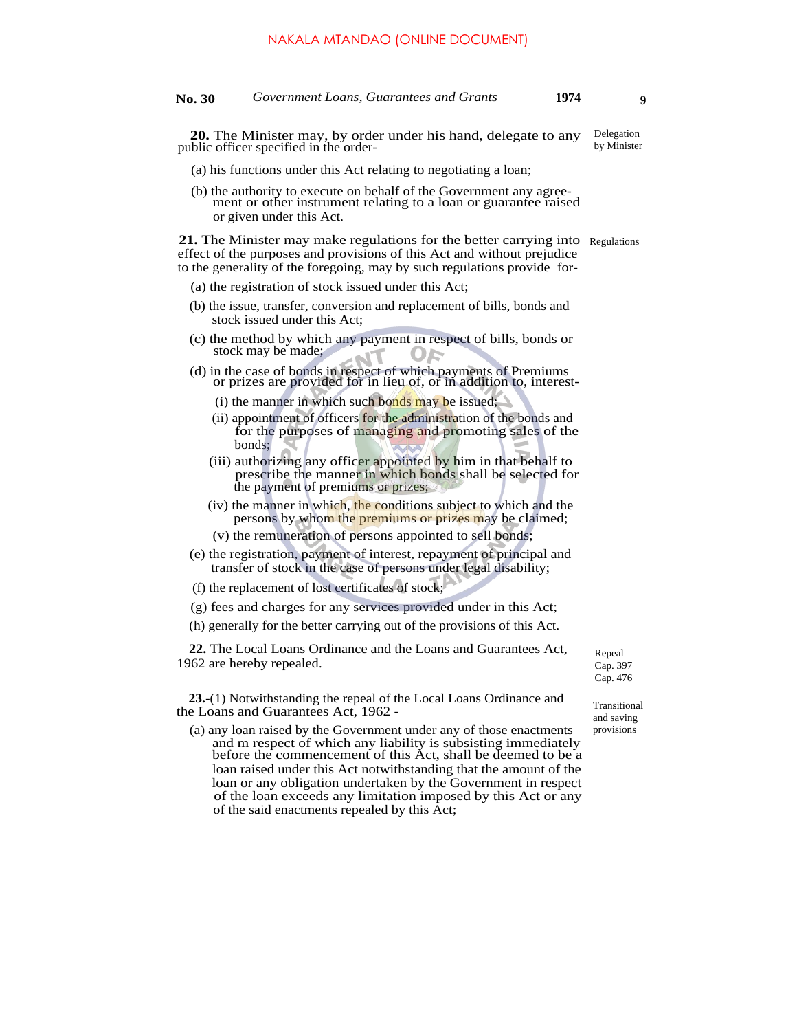**20.** The Minister may, by order under his hand, delegate to any public officer specified in the order- *Delegation by Minister*

(a) his functions under this Act relating to negotiating a loan;

(b) the authority to execute on behalf of the Government any agreement or other instrument relating to a loan or guarantee raised or given under this Act.

**21.** The Minister may make regulations for the better carrying into effect of the purposes and provisions of this Act and without prejudice to the generality of the foregoing, may by such regulations provide for- *Regulations*

(a) the registration of stock issued under this Act;

(b) the issue, transfer, conversion and replacement of bills, bonds and stock issued under this Act;

(c) the method by which any payment in respect of bills, bonds or stock may be made;

(d) in the case of bonds in respect of which payments of Premiums or prizes are provided for in lieu of, or in addition to, interest-

(i) the manner in which such bonds may be issued;

(ii) appointment of officers for the administration of the bonds and for the purposes of managing and promoting sales of the bonds;

(iii) authorizing any officer appointed by him in that behalf to prescribe the manner in which bonds shall be selected for the payment of premiums or prizes;

(iv) the manner in which, the conditions subject to which and the persons by whom the premiums or prizes may be claimed;

(v) the remuneration of persons appointed to sell bonds;

(e) the registration, payment of interest, repayment of principal and transfer of stock in the case of persons under legal disability;

(f) the replacement of lost certificates of stock;

(g) fees and charges for any services provided under in this Act;

(h) generally for the better carrying out of the provisions of this Act.

**22.** The Local Loans Ordinance and the Loans and Guarantees Act, 1962 are hereby repealed. *Repeal Cap. 397 Cap. 476*

**23.**-(1) Notwithstanding the repeal of the Local Loans Ordinance and the Loans and Guarantees Act, 1962 - *Transitional and saving provisions*

(a) any loan raised by the Government under any of those enactments and m respect of which any liability is subsisting immediately before the commencement of this Act, shall be deemed to be a loan raised under this Act notwithstanding that the amount of the loan or any obligation undertaken by the Government in respect of the loan exceeds any limitation imposed by this Act or any of the said enactments repealed by this Act;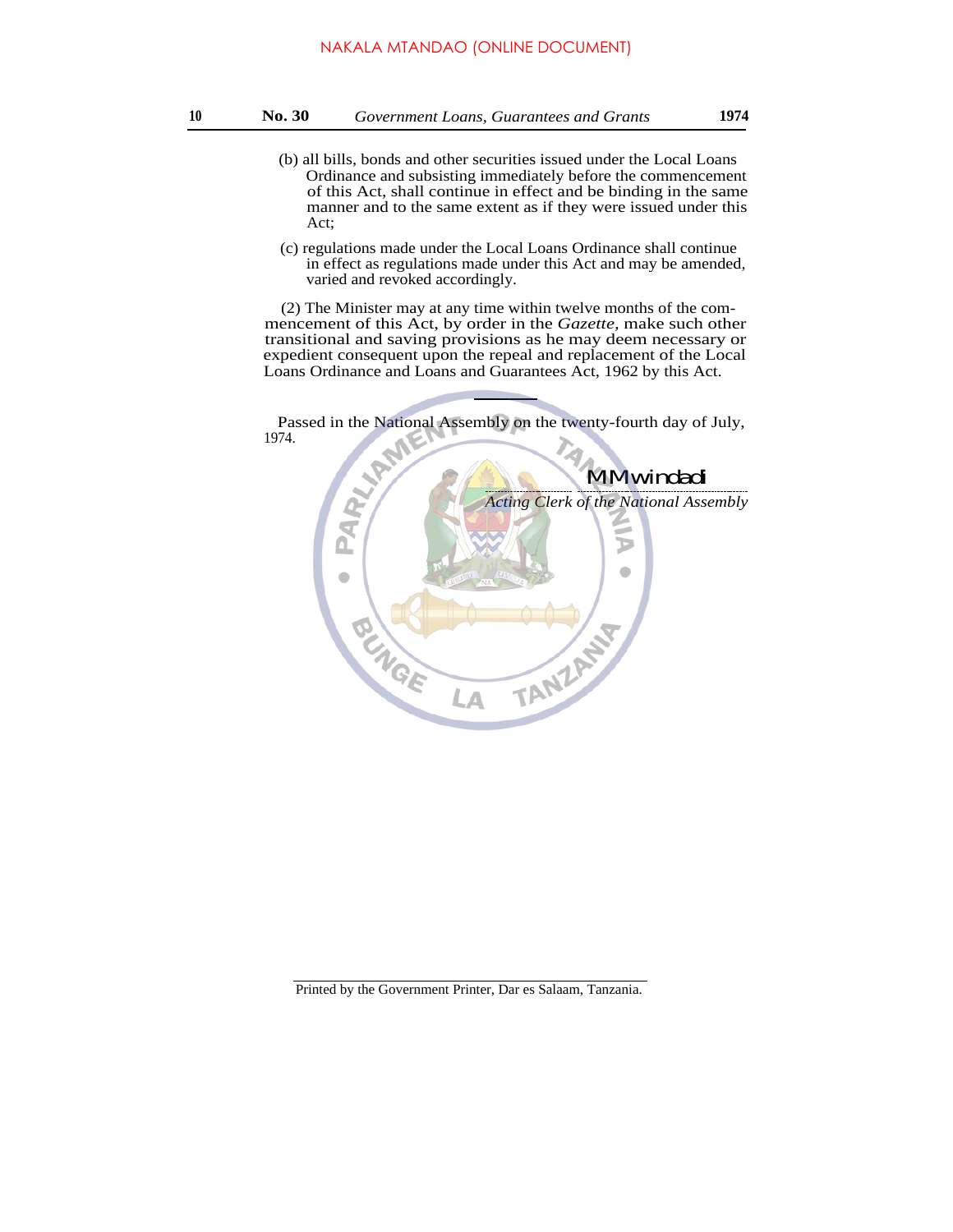(b) all bills, bonds and other securities issued under the Local Loans Ordinance and subsisting immediately before the commencement of this Act, shall continue in effect and be binding in the same manner and to the same extent as if they were issued under this Act;

(c) regulations made under the Local Loans Ordinance shall continue in effect as regulations made under this Act and may be amended, varied and revoked accordingly.

(2) The Minister may at any time within twelve months of the commencement of this Act, by order in the *Gazette,* make such other transitional and saving provisions as he may deem necessary or expedient consequent upon the repeal and replacement of the Local Loans Ordinance and Loans and Guarantees Act, 1962 by this Act.

---

Passed in the National Assembly on the twenty-fourth day of July, 1974.

M. Mwindadi

*Acting Clerk of the National Assembly*

Printed by the Government Printer, Dar es Salaam, Tanzania.